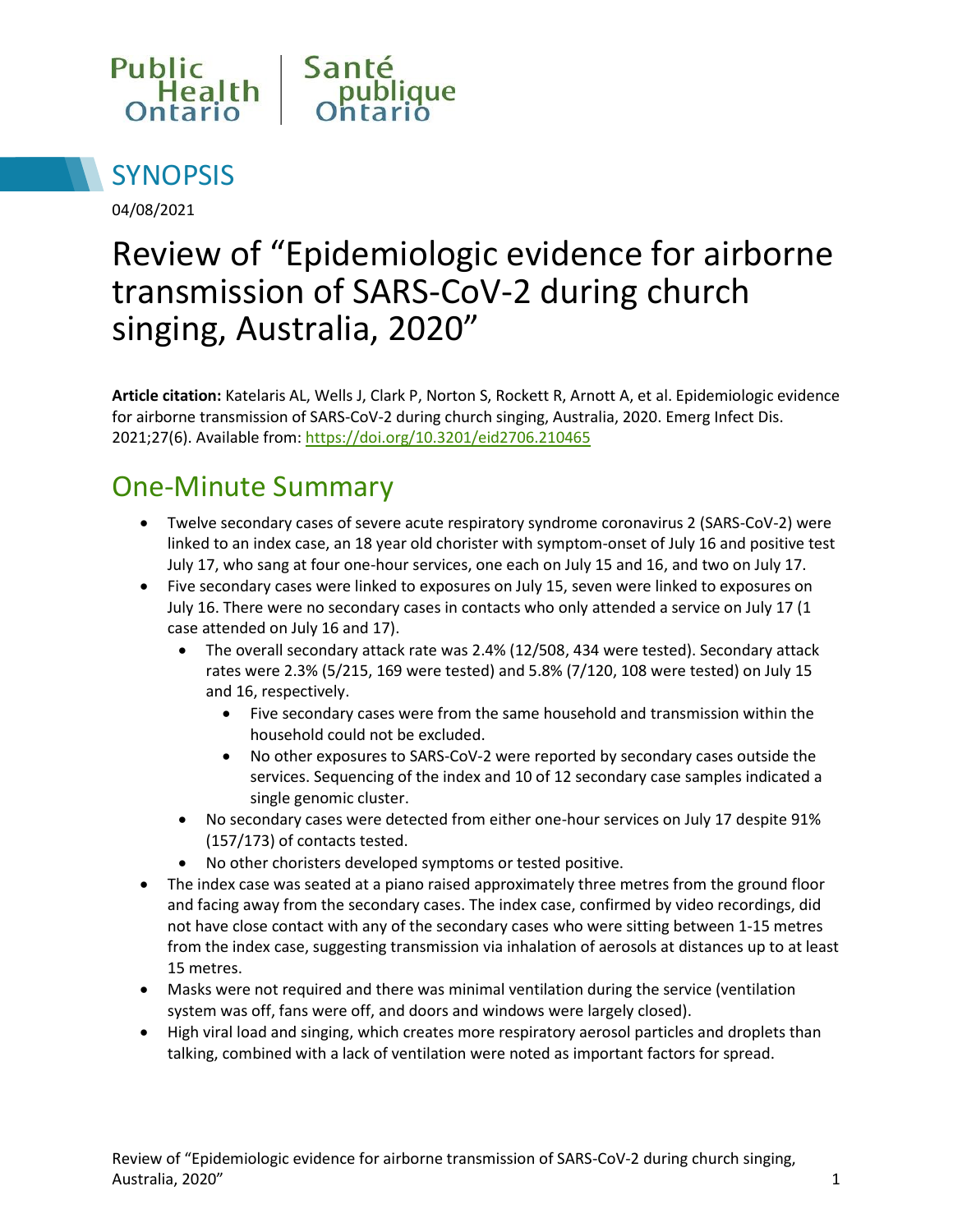Public Health Ontario | Santé publique Ontario

# SYNOPSIS

04/08/2021

# Review of "Epidemiologic evidence for airborne transmission of SARS-CoV-2 during church singing, Australia, 2020"

**Article citation:** Katelaris AL, Wells J, Clark P, Norton S, Rockett R, Arnott A, et al. Epidemiologic evidence for airborne transmission of SARS-CoV-2 during church singing, Australia, 2020. Emerg Infect Dis. 2021;27(6). Available from: https://doi.org/10.3201/eid2706.210465

## One-Minute Summary

- Twelve secondary cases of severe acute respiratory syndrome coronavirus 2 (SARS-CoV-2) were linked to an index case, an 18 year old chorister with symptom-onset of July 16 and positive test July 17, who sang at four one-hour services, one each on July 15 and 16, and two on July 17.
- Five secondary cases were linked to exposures on July 15, seven were linked to exposures on July 16. There were no secondary cases in contacts who only attended a service on July 17 (1 case attended on July 16 and 17).
  - The overall secondary attack rate was 2.4% (12/508, 434 were tested). Secondary attack rates were 2.3% (5/215, 169 were tested) and 5.8% (7/120, 108 were tested) on July 15 and 16, respectively.
    - Five secondary cases were from the same household and transmission within the household could not be excluded.
    - No other exposures to SARS-CoV-2 were reported by secondary cases outside the services. Sequencing of the index and 10 of 12 secondary case samples indicated a single genomic cluster.
  - No secondary cases were detected from either one-hour services on July 17 despite 91% (157/173) of contacts tested.
  - No other choristers developed symptoms or tested positive.
- The index case was seated at a piano raised approximately three metres from the ground floor and facing away from the secondary cases. The index case, confirmed by video recordings, did not have close contact with any of the secondary cases who were sitting between 1-15 metres from the index case, suggesting transmission via inhalation of aerosols at distances up to at least 15 metres.
- Masks were not required and there was minimal ventilation during the service (ventilation system was off, fans were off, and doors and windows were largely closed).
- High viral load and singing, which creates more respiratory aerosol particles and droplets than talking, combined with a lack of ventilation were noted as important factors for spread.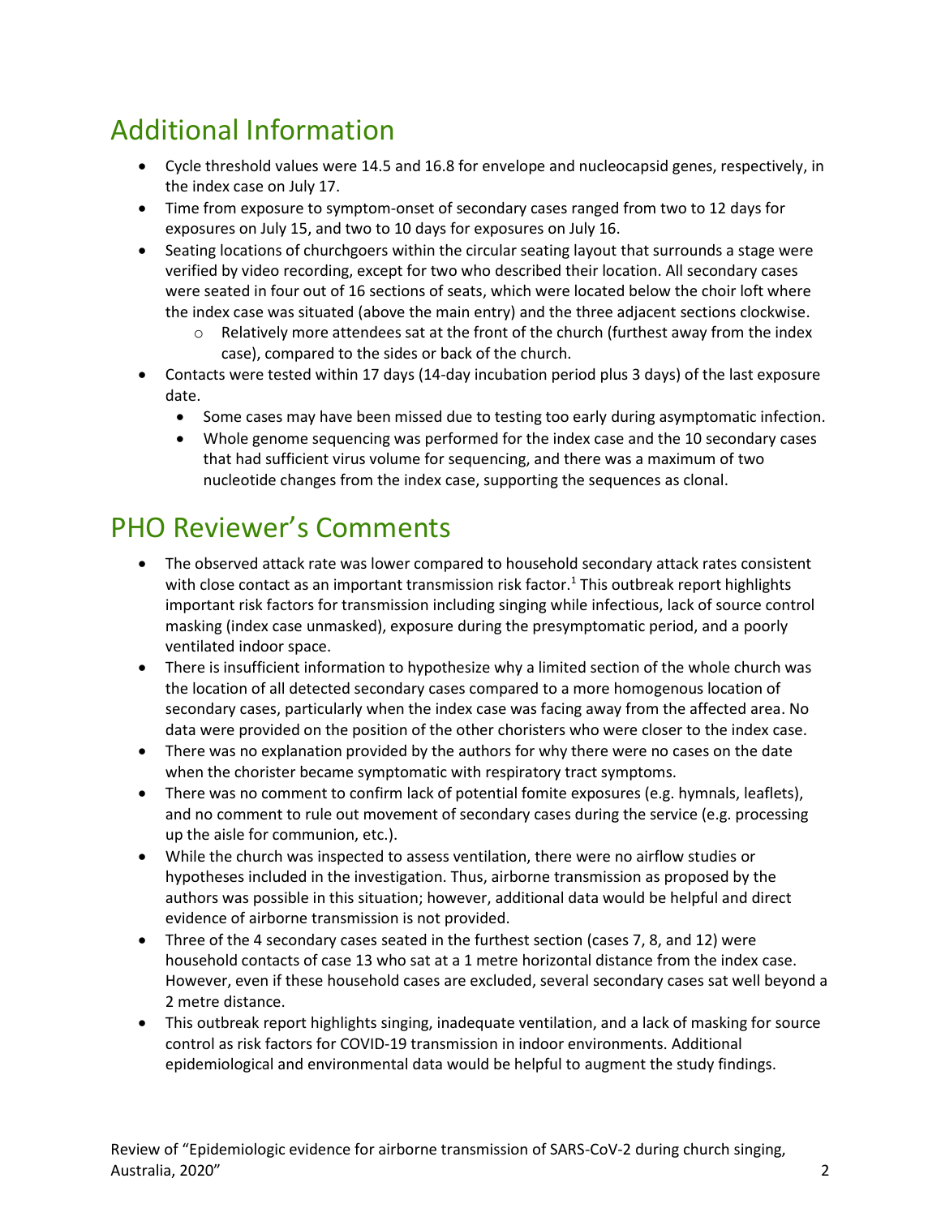## Additional Information

- Cycle threshold values were 14.5 and 16.8 for envelope and nucleocapsid genes, respectively, in the index case on July 17.
- Time from exposure to symptom-onset of secondary cases ranged from two to 12 days for exposures on July 15, and two to 10 days for exposures on July 16.
- Seating locations of churchgoers within the circular seating layout that surrounds a stage were verified by video recording, except for two who described their location. All secondary cases were seated in four out of 16 sections of seats, which were located below the choir loft where the index case was situated (above the main entry) and the three adjacent sections clockwise.
  - Relatively more attendees sat at the front of the church (furthest away from the index case), compared to the sides or back of the church.
- Contacts were tested within 17 days (14-day incubation period plus 3 days) of the last exposure date.
  - Some cases may have been missed due to testing too early during asymptomatic infection.
  - Whole genome sequencing was performed for the index case and the 10 secondary cases that had sufficient virus volume for sequencing, and there was a maximum of two nucleotide changes from the index case, supporting the sequences as clonal.

## PHO Reviewer's Comments

- The observed attack rate was lower compared to household secondary attack rates consistent with close contact as an important transmission risk factor.[1] This outbreak report highlights important risk factors for transmission including singing while infectious, lack of source control masking (index case unmasked), exposure during the presymptomatic period, and a poorly ventilated indoor space.
- There is insufficient information to hypothesize why a limited section of the whole church was the location of all detected secondary cases compared to a more homogenous location of secondary cases, particularly when the index case was facing away from the affected area. No data were provided on the position of the other choristers who were closer to the index case.
- There was no explanation provided by the authors for why there were no cases on the date when the chorister became symptomatic with respiratory tract symptoms.
- There was no comment to confirm lack of potential fomite exposures (e.g. hymnals, leaflets), and no comment to rule out movement of secondary cases during the service (e.g. processing up the aisle for communion, etc.).
- While the church was inspected to assess ventilation, there were no airflow studies or hypotheses included in the investigation. Thus, airborne transmission as proposed by the authors was possible in this situation; however, additional data would be helpful and direct evidence of airborne transmission is not provided.
- Three of the 4 secondary cases seated in the furthest section (cases 7, 8, and 12) were household contacts of case 13 who sat at a 1 metre horizontal distance from the index case. However, even if these household cases are excluded, several secondary cases sat well beyond a 2 metre distance.
- This outbreak report highlights singing, inadequate ventilation, and a lack of masking for source control as risk factors for COVID-19 transmission in indoor environments. Additional epidemiological and environmental data would be helpful to augment the study findings.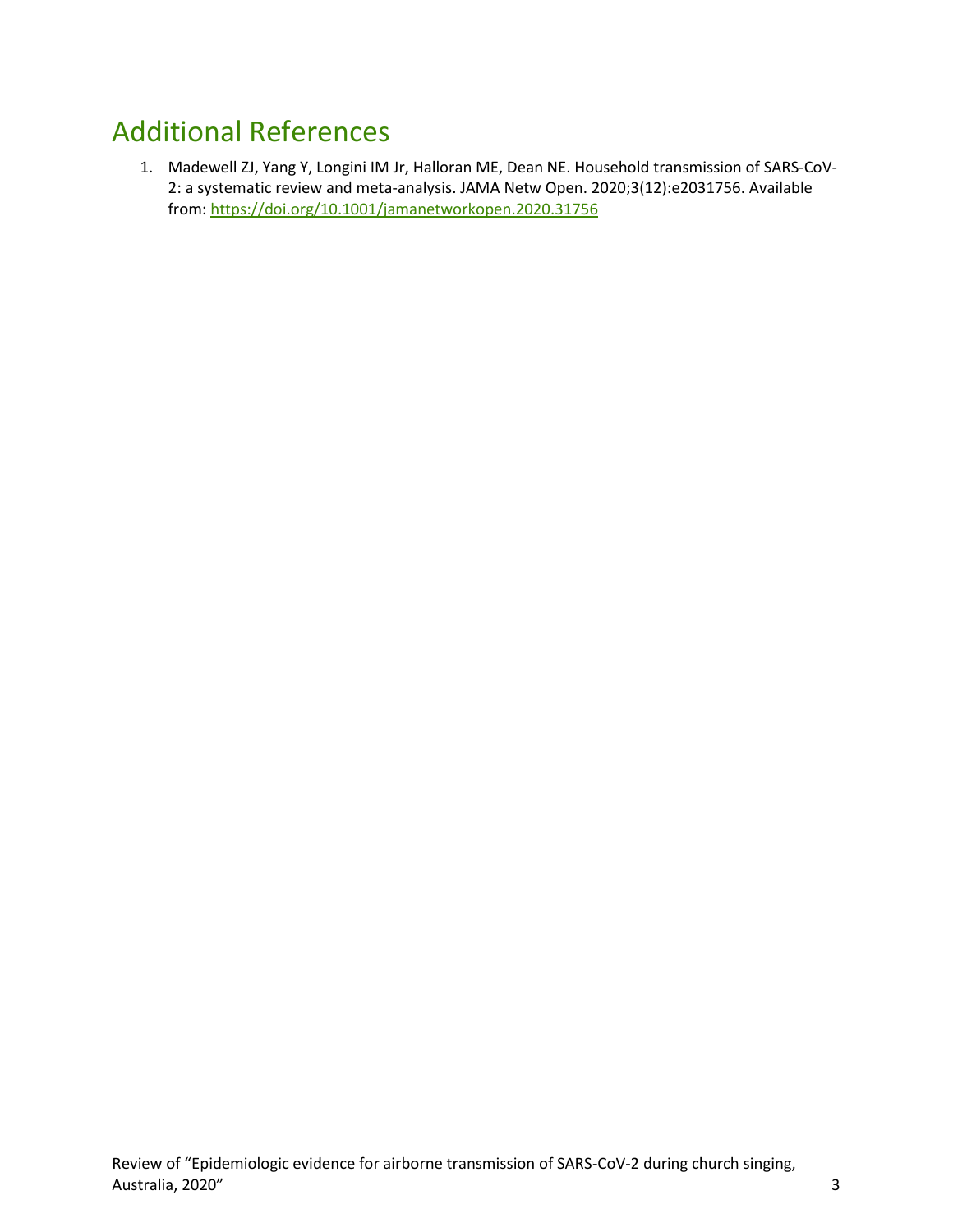# Additional References

1. Madewell ZJ, Yang Y, Longini IM Jr, Halloran ME, Dean NE. Household transmission of SARS-CoV-2: a systematic review and meta-analysis. JAMA Netw Open. 2020;3(12):e2031756. Available from: https://doi.org/10.1001/jamanetworkopen.2020.31756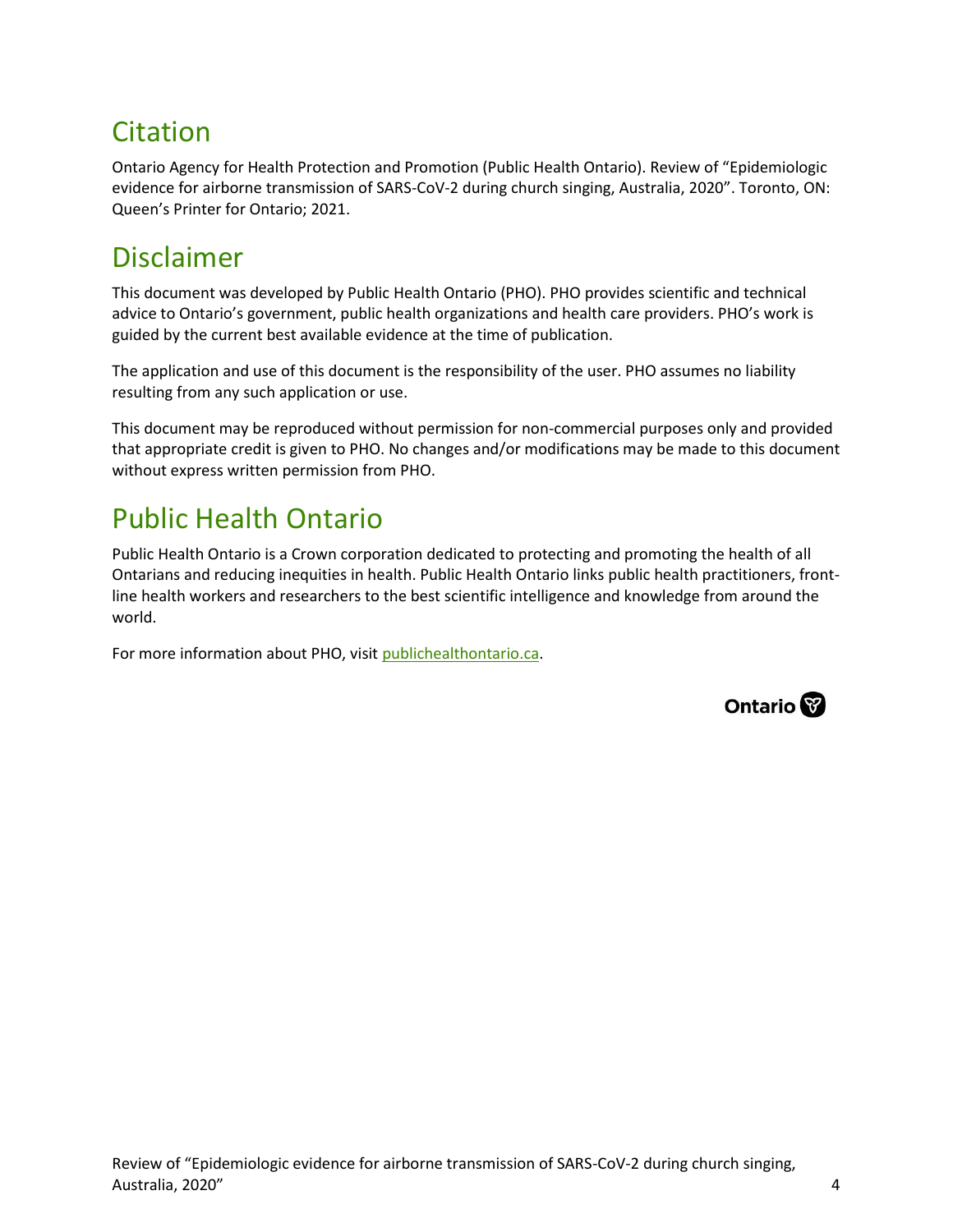# Citation

Ontario Agency for Health Protection and Promotion (Public Health Ontario). Review of "Epidemiologic evidence for airborne transmission of SARS-CoV-2 during church singing, Australia, 2020". Toronto, ON: Queen's Printer for Ontario; 2021.

# Disclaimer

This document was developed by Public Health Ontario (PHO). PHO provides scientific and technical advice to Ontario's government, public health organizations and health care providers. PHO's work is guided by the current best available evidence at the time of publication.

The application and use of this document is the responsibility of the user. PHO assumes no liability resulting from any such application or use.

This document may be reproduced without permission for non-commercial purposes only and provided that appropriate credit is given to PHO. No changes and/or modifications may be made to this document without express written permission from PHO.

# Public Health Ontario

Public Health Ontario is a Crown corporation dedicated to protecting and promoting the health of all Ontarians and reducing inequities in health. Public Health Ontario links public health practitioners, front-line health workers and researchers to the best scientific intelligence and knowledge from around the world.

For more information about PHO, visit [publichealthontario.ca](publichealthontario.ca).

Ontario